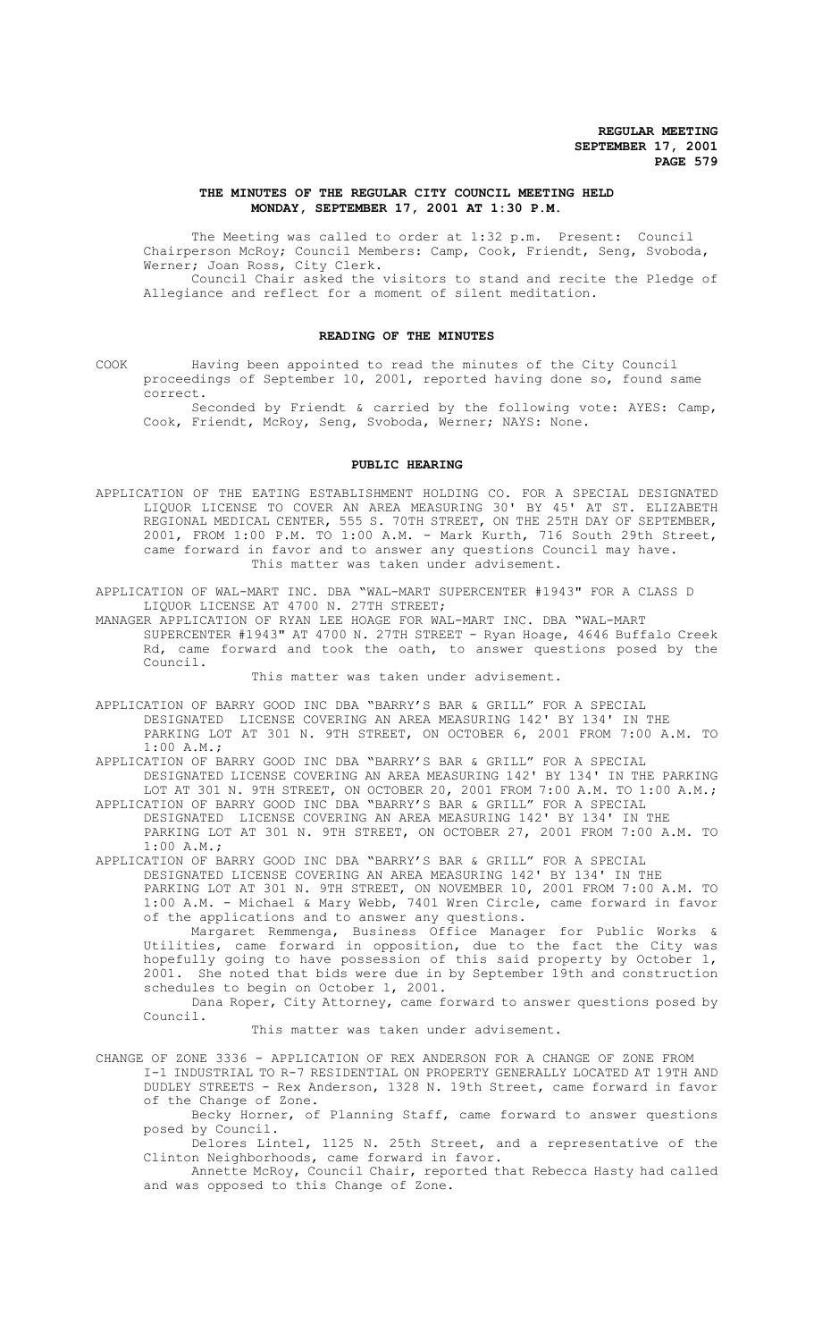**REGULAR MEETING**
**SEPTEMBER 17, 2001**

## THE MINUTES OF THE REGULAR CITY COUNCIL MEETING HELD MONDAY, SEPTEMBER 17, 2001 AT 1:30 P.M.

The Meeting was called to order at 1:32 p.m. Present: Council Chairperson McRoy; Council Members: Camp, Cook, Friendt, Seng, Svoboda, Werner; Joan Ross, City Clerk.

Council Chair asked the visitors to stand and recite the Pledge of Allegiance and reflect for a moment of silent meditation.

## READING OF THE MINUTES

COOK Having been appointed to read the minutes of the City Council proceedings of September 10, 2001, reported having done so, found same correct.

Seconded by Friendt & carried by the following vote: AYES: Camp, Cook, Friendt, McRoy, Seng, Svoboda, Werner; NAYS: None.

## PUBLIC HEARING

APPLICATION OF THE EATING ESTABLISHMENT HOLDING CO. FOR A SPECIAL DESIGNATED LIQUOR LICENSE TO COVER AN AREA MEASURING 30' BY 45' AT ST. ELIZABETH REGIONAL MEDICAL CENTER, 555 S. 70TH STREET, ON THE 25TH DAY OF SEPTEMBER, 2001, FROM 1:00 P.M. TO 1:00 A.M. - Mark Kurth, 716 South 29th Street, came forward in favor and to answer any questions Council may have.

This matter was taken under advisement.

APPLICATION OF WAL-MART INC. DBA "WAL-MART SUPERCENTER #1943" FOR A CLASS D LIQUOR LICENSE AT 4700 N. 27TH STREET;

MANAGER APPLICATION OF RYAN LEE HOAGE FOR WAL-MART INC. DBA "WAL-MART SUPERCENTER #1943" AT 4700 N. 27TH STREET - Ryan Hoage, 4646 Buffalo Creek Rd, came forward and took the oath, to answer questions posed by the Council.

This matter was taken under advisement.

APPLICATION OF BARRY GOOD INC DBA "BARRY'S BAR & GRILL" FOR A SPECIAL DESIGNATED LICENSE COVERING AN AREA MEASURING 142' BY 134' IN THE PARKING LOT AT 301 N. 9TH STREET, ON OCTOBER 6, 2001 FROM 7:00 A.M. TO 1:00 A.M.;

APPLICATION OF BARRY GOOD INC DBA "BARRY'S BAR & GRILL" FOR A SPECIAL DESIGNATED LICENSE COVERING AN AREA MEASURING 142' BY 134' IN THE PARKING LOT AT 301 N. 9TH STREET, ON OCTOBER 20, 2001 FROM 7:00 A.M. TO 1:00 A.M.;

APPLICATION OF BARRY GOOD INC DBA "BARRY'S BAR & GRILL" FOR A SPECIAL DESIGNATED LICENSE COVERING AN AREA MEASURING 142' BY 134' IN THE PARKING LOT AT 301 N. 9TH STREET, ON OCTOBER 27, 2001 FROM 7:00 A.M. TO 1:00 A.M.;

APPLICATION OF BARRY GOOD INC DBA "BARRY'S BAR & GRILL" FOR A SPECIAL DESIGNATED LICENSE COVERING AN AREA MEASURING 142' BY 134' IN THE PARKING LOT AT 301 N. 9TH STREET, ON NOVEMBER 10, 2001 FROM 7:00 A.M. TO 1:00 A.M. - Michael & Mary Webb, 7401 Wren Circle, came forward in favor of the applications and to answer any questions.

Margaret Remmenga, Business Office Manager for Public Works & Utilities, came forward in opposition, due to the fact the City was hopefully going to have possession of this said property by October 1, 2001. She noted that bids were due in by September 19th and construction schedules to begin on October 1, 2001.

Dana Roper, City Attorney, came forward to answer questions posed by Council.

This matter was taken under advisement.

CHANGE OF ZONE 3336 - APPLICATION OF REX ANDERSON FOR A CHANGE OF ZONE FROM I-1 INDUSTRIAL TO R-7 RESIDENTIAL ON PROPERTY GENERALLY LOCATED AT 19TH AND DUDLEY STREETS - Rex Anderson, 1328 N. 19th Street, came forward in favor of the Change of Zone.

Becky Horner, of Planning Staff, came forward to answer questions posed by Council.

Delores Lintel, 1125 N. 25th Street, and a representative of the Clinton Neighborhoods, came forward in favor.

Annette McRoy, Council Chair, reported that Rebecca Hasty had called and was opposed to this Change of Zone.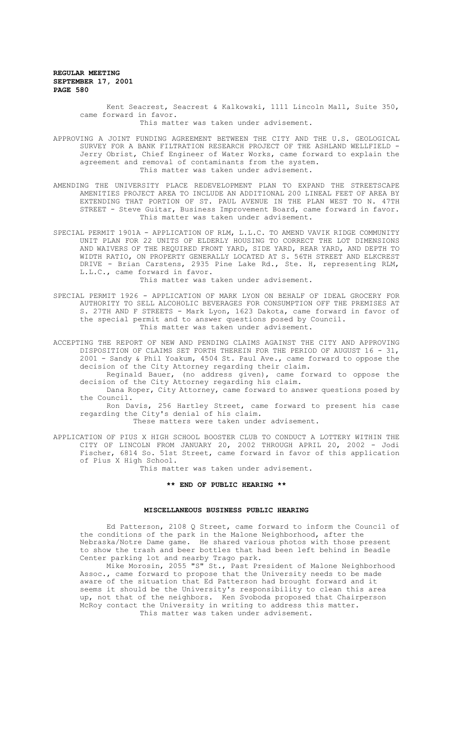Kent Seacrest, Seacrest & Kalkowski, 1111 Lincoln Mall, Suite 350, came forward in favor.

This matter was taken under advisement.

APPROVING A JOINT FUNDING AGREEMENT BETWEEN THE CITY AND THE U.S. GEOLOGICAL SURVEY FOR A BANK FILTRATION RESEARCH PROJECT OF THE ASHLAND WELLFIELD - Jerry Obrist, Chief Engineer of Water Works, came forward to explain the agreement and removal of contaminants from the system.

This matter was taken under advisement.

AMENDING THE UNIVERSITY PLACE REDEVELOPMENT PLAN TO EXPAND THE STREETSCAPE AMENITIES PROJECT AREA TO INCLUDE AN ADDITIONAL 200 LINEAL FEET OF AREA BY EXTENDING THAT PORTION OF ST. PAUL AVENUE IN THE PLAN WEST TO N. 47TH STREET - Steve Guitar, Business Improvement Board, came forward in favor.

This matter was taken under advisement.

SPECIAL PERMIT 1901A - APPLICATION OF RLM, L.L.C. TO AMEND VAVIK RIDGE COMMUNITY UNIT PLAN FOR 22 UNITS OF ELDERLY HOUSING TO CORRECT THE LOT DIMENSIONS AND WAIVERS OF THE REQUIRED FRONT YARD, SIDE YARD, REAR YARD, AND DEPTH TO WIDTH RATIO, ON PROPERTY GENERALLY LOCATED AT S. 56TH STREET AND ELKCREST DRIVE - Brian Carstens, 2935 Pine Lake Rd., Ste. H, representing RLM, L.L.C., came forward in favor.

This matter was taken under advisement.

SPECIAL PERMIT 1926 - APPLICATION OF MARK LYON ON BEHALF OF IDEAL GROCERY FOR AUTHORITY TO SELL ALCOHOLIC BEVERAGES FOR CONSUMPTION OFF THE PREMISES AT S. 27TH AND F STREETS - Mark Lyon, 1623 Dakota, came forward in favor of the special permit and to answer questions posed by Council.

This matter was taken under advisement.

ACCEPTING THE REPORT OF NEW AND PENDING CLAIMS AGAINST THE CITY AND APPROVING DISPOSITION OF CLAIMS SET FORTH THEREIN FOR THE PERIOD OF AUGUST 16 - 31, 2001 - Sandy & Phil Yoakum, 4504 St. Paul Ave., came forward to oppose the decision of the City Attorney regarding their claim.

Reginald Bauer, (no address given), came forward to oppose the decision of the City Attorney regarding his claim.

Dana Roper, City Attorney, came forward to answer questions posed by the Council.

Ron Davis, 256 Hartley Street, came forward to present his case regarding the City's denial of his claim.

These matters were taken under advisement.

APPLICATION OF PIUS X HIGH SCHOOL BOOSTER CLUB TO CONDUCT A LOTTERY WITHIN THE CITY OF LINCOLN FROM JANUARY 20, 2002 THROUGH APRIL 20, 2002 - Jodi Fischer, 6814 So. 51st Street, came forward in favor of this application of Pius X High School.

This matter was taken under advisement.

**\*\* END OF PUBLIC HEARING \*\***

## MISCELLANEOUS BUSINESS PUBLIC HEARING

Ed Patterson, 2108 Q Street, came forward to inform the Council of the conditions of the park in the Malone Neighborhood, after the Nebraska/Notre Dame game. He shared various photos with those present to show the trash and beer bottles that had been left behind in Beadle Center parking lot and nearby Trago park.

Mike Morosin, 2055 "S" St., Past President of Malone Neighborhood Assoc., came forward to propose that the University needs to be made aware of the situation that Ed Patterson had brought forward and it seems it should be the University's responsibility to clean this area up, not that of the neighbors. Ken Svoboda proposed that Chairperson McRoy contact the University in writing to address this matter.

This matter was taken under advisement.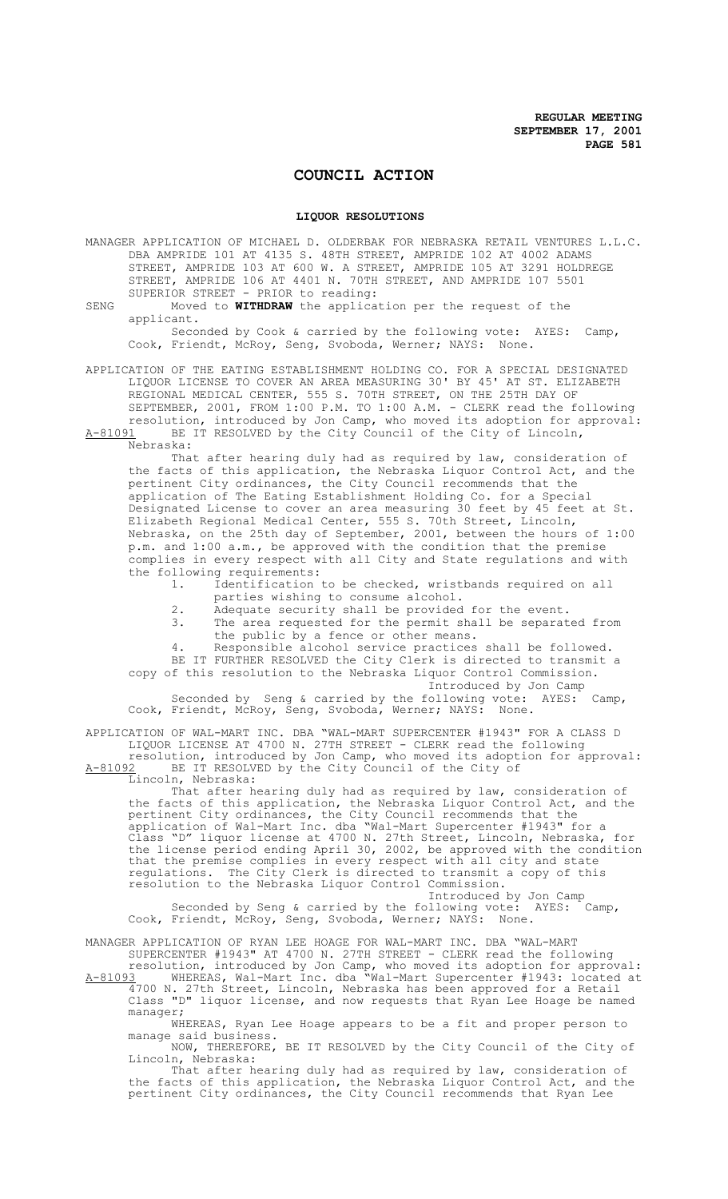# COUNCIL ACTION

## LIQUOR RESOLUTIONS

MANAGER APPLICATION OF MICHAEL D. OLDERBAK FOR NEBRASKA RETAIL VENTURES L.L.C. DBA AMPRIDE 101 AT 4135 S. 48TH STREET, AMPRIDE 102 AT 4002 ADAMS STREET, AMPRIDE 103 AT 600 W. A STREET, AMPRIDE 105 AT 3291 HOLDREGE STREET, AMPRIDE 106 AT 4401 N. 70TH STREET, AND AMPRIDE 107 5501 SUPERIOR STREET - PRIOR to reading:

SENG Moved to **WITHDRAW** the application per the request of the applicant.

Seconded by Cook & carried by the following vote: AYES: Camp, Cook, Friendt, McRoy, Seng, Svoboda, Werner; NAYS: None.

APPLICATION OF THE EATING ESTABLISHMENT HOLDING CO. FOR A SPECIAL DESIGNATED LIQUOR LICENSE TO COVER AN AREA MEASURING 30' BY 45' AT ST. ELIZABETH REGIONAL MEDICAL CENTER, 555 S. 70TH STREET, ON THE 25TH DAY OF SEPTEMBER, 2001, FROM 1:00 P.M. TO 1:00 A.M. - CLERK read the following resolution, introduced by Jon Camp, who moved its adoption for approval:

A-81091 BE IT RESOLVED by the City Council of the City of Lincoln, Nebraska:

That after hearing duly had as required by law, consideration of the facts of this application, the Nebraska Liquor Control Act, and the pertinent City ordinances, the City Council recommends that the application of The Eating Establishment Holding Co. for a Special Designated License to cover an area measuring 30 feet by 45 feet at St. Elizabeth Regional Medical Center, 555 S. 70th Street, Lincoln, Nebraska, on the 25th day of September, 2001, between the hours of 1:00 p.m. and 1:00 a.m., be approved with the condition that the premise complies in every respect with all City and State regulations and with the following requirements:

1. Identification to be checked, wristbands required on all parties wishing to consume alcohol.
2. Adequate security shall be provided for the event.
3. The area requested for the permit shall be separated from the public by a fence or other means.
4. Responsible alcohol service practices shall be followed.

BE IT FURTHER RESOLVED the City Clerk is directed to transmit a copy of this resolution to the Nebraska Liquor Control Commission.

Introduced by Jon Camp

Seconded by Seng & carried by the following vote: AYES: Camp, Cook, Friendt, McRoy, Seng, Svoboda, Werner; NAYS: None.

APPLICATION OF WAL-MART INC. DBA "WAL-MART SUPERCENTER #1943" FOR A CLASS D LIQUOR LICENSE AT 4700 N. 27TH STREET - CLERK read the following resolution, introduced by Jon Camp, who moved its adoption for approval:

A-81092 BE IT RESOLVED by the City Council of the City of Lincoln, Nebraska:

That after hearing duly had as required by law, consideration of the facts of this application, the Nebraska Liquor Control Act, and the pertinent City ordinances, the City Council recommends that the application of Wal-Mart Inc. dba "Wal-Mart Supercenter #1943" for a Class "D" liquor license at 4700 N. 27th Street, Lincoln, Nebraska, for the license period ending April 30, 2002, be approved with the condition that the premise complies in every respect with all city and state regulations. The City Clerk is directed to transmit a copy of this resolution to the Nebraska Liquor Control Commission.

Introduced by Jon Camp

Seconded by Seng & carried by the following vote: AYES: Camp, Cook, Friendt, McRoy, Seng, Svoboda, Werner; NAYS: None.

MANAGER APPLICATION OF RYAN LEE HOAGE FOR WAL-MART INC. DBA "WAL-MART SUPERCENTER #1943" AT 4700 N. 27TH STREET - CLERK read the following resolution, introduced by Jon Camp, who moved its adoption for approval:

A-81093 WHEREAS, Wal-Mart Inc. dba "Wal-Mart Supercenter #1943: located at 4700 N. 27th Street, Lincoln, Nebraska has been approved for a Retail Class "D" liquor license, and now requests that Ryan Lee Hoage be named manager;

WHEREAS, Ryan Lee Hoage appears to be a fit and proper person to manage said business.

NOW, THEREFORE, BE IT RESOLVED by the City Council of the City of Lincoln, Nebraska:

That after hearing duly had as required by law, consideration of the facts of this application, the Nebraska Liquor Control Act, and the pertinent City ordinances, the City Council recommends that Ryan Lee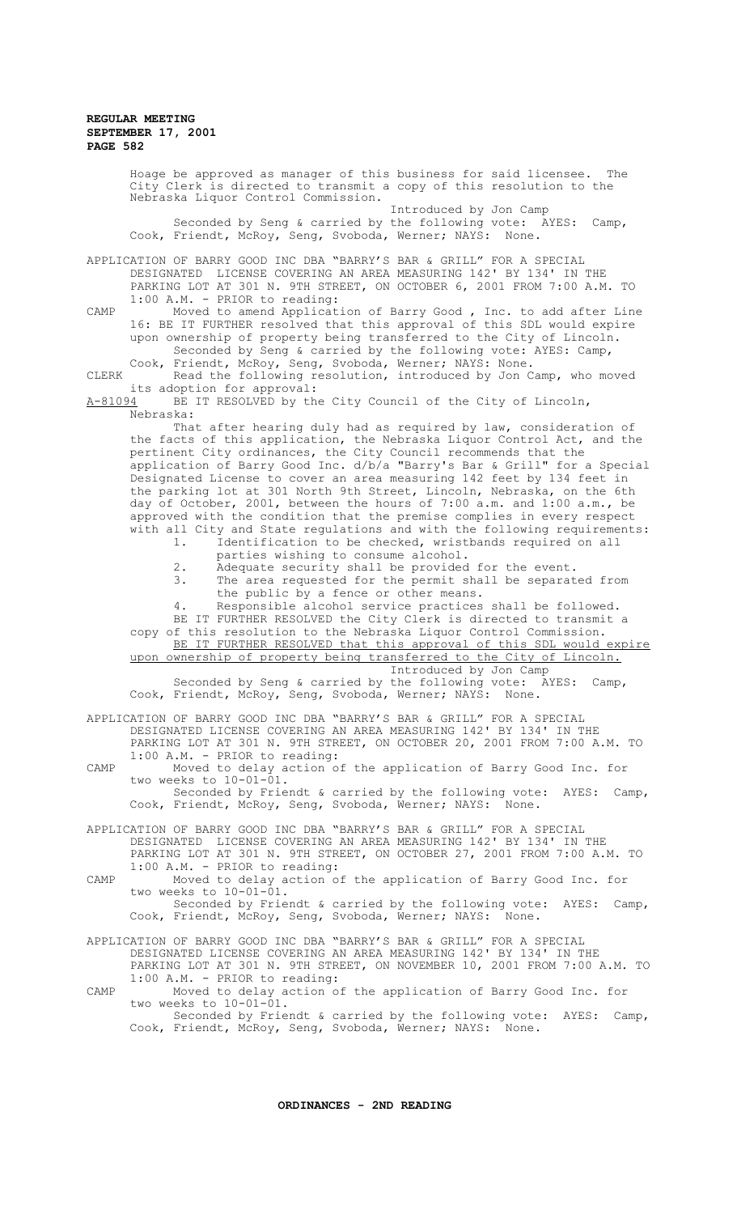Hoage be approved as manager of this business for said licensee. The City Clerk is directed to transmit a copy of this resolution to the Nebraska Liquor Control Commission.

Introduced by Jon Camp

Seconded by Seng & carried by the following vote: AYES: Camp, Cook, Friendt, McRoy, Seng, Svoboda, Werner; NAYS: None.

APPLICATION OF BARRY GOOD INC DBA "BARRY'S BAR & GRILL" FOR A SPECIAL DESIGNATED LICENSE COVERING AN AREA MEASURING 142' BY 134' IN THE PARKING LOT AT 301 N. 9TH STREET, ON OCTOBER 6, 2001 FROM 7:00 A.M. TO 1:00 A.M. - PRIOR to reading:

CAMP Moved to amend Application of Barry Good , Inc. to add after Line 16: BE IT FURTHER resolved that this approval of this SDL would expire upon ownership of property being transferred to the City of Lincoln.

Seconded by Seng & carried by the following vote: AYES: Camp, Cook, Friendt, McRoy, Seng, Svoboda, Werner; NAYS: None.

CLERK Read the following resolution, introduced by Jon Camp, who moved its adoption for approval:

A-81094 BE IT RESOLVED by the City Council of the City of Lincoln, Nebraska:

That after hearing duly had as required by law, consideration of the facts of this application, the Nebraska Liquor Control Act, and the pertinent City ordinances, the City Council recommends that the application of Barry Good Inc. d/b/a "Barry's Bar & Grill" for a Special Designated License to cover an area measuring 142 feet by 134 feet in the parking lot at 301 North 9th Street, Lincoln, Nebraska, on the 6th day of October, 2001, between the hours of 7:00 a.m. and 1:00 a.m., be approved with the condition that the premise complies in every respect with all City and State regulations and with the following requirements:

1. Identification to be checked, wristbands required on all parties wishing to consume alcohol.
2. Adequate security shall be provided for the event.
3. The area requested for the permit shall be separated from the public by a fence or other means.
4. Responsible alcohol service practices shall be followed.

BE IT FURTHER RESOLVED the City Clerk is directed to transmit a copy of this resolution to the Nebraska Liquor Control Commission.

BE IT FURTHER RESOLVED that this approval of this SDL would expire upon ownership of property being transferred to the City of Lincoln.

Introduced by Jon Camp

Seconded by Seng & carried by the following vote: AYES: Camp, Cook, Friendt, McRoy, Seng, Svoboda, Werner; NAYS: None.

APPLICATION OF BARRY GOOD INC DBA "BARRY'S BAR & GRILL" FOR A SPECIAL DESIGNATED LICENSE COVERING AN AREA MEASURING 142' BY 134' IN THE PARKING LOT AT 301 N. 9TH STREET, ON OCTOBER 20, 2001 FROM 7:00 A.M. TO 1:00 A.M. - PRIOR to reading:

CAMP Moved to delay action of the application of Barry Good Inc. for two weeks to 10-01-01.

Seconded by Friendt & carried by the following vote: AYES: Camp, Cook, Friendt, McRoy, Seng, Svoboda, Werner; NAYS: None.

APPLICATION OF BARRY GOOD INC DBA "BARRY'S BAR & GRILL" FOR A SPECIAL DESIGNATED LICENSE COVERING AN AREA MEASURING 142' BY 134' IN THE PARKING LOT AT 301 N. 9TH STREET, ON OCTOBER 27, 2001 FROM 7:00 A.M. TO 1:00 A.M. - PRIOR to reading:

CAMP Moved to delay action of the application of Barry Good Inc. for two weeks to 10-01-01.

Seconded by Friendt & carried by the following vote: AYES: Camp, Cook, Friendt, McRoy, Seng, Svoboda, Werner; NAYS: None.

APPLICATION OF BARRY GOOD INC DBA "BARRY'S BAR & GRILL" FOR A SPECIAL DESIGNATED LICENSE COVERING AN AREA MEASURING 142' BY 134' IN THE PARKING LOT AT 301 N. 9TH STREET, ON NOVEMBER 10, 2001 FROM 7:00 A.M. TO 1:00 A.M. - PRIOR to reading:

CAMP Moved to delay action of the application of Barry Good Inc. for two weeks to 10-01-01.

Seconded by Friendt & carried by the following vote: AYES: Camp, Cook, Friendt, McRoy, Seng, Svoboda, Werner; NAYS: None.

## ORDINANCES - 2ND READING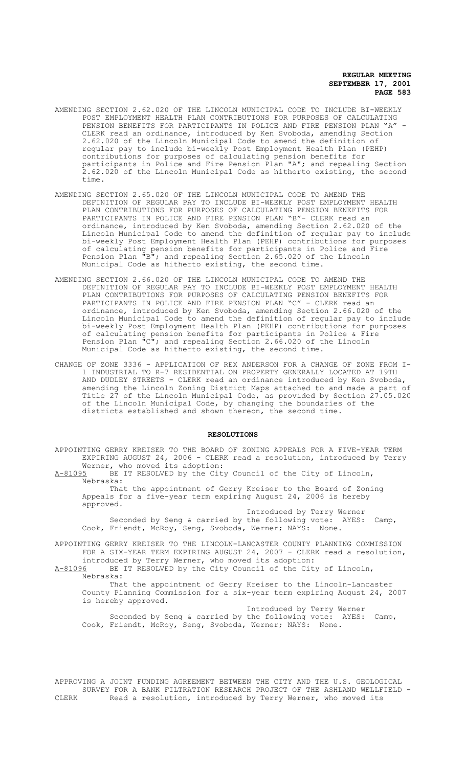AMENDING SECTION 2.62.020 OF THE LINCOLN MUNICIPAL CODE TO INCLUDE BI-WEEKLY POST EMPLOYMENT HEALTH PLAN CONTRIBUTIONS FOR PURPOSES OF CALCULATING PENSION BENEFITS FOR PARTICIPANTS IN POLICE AND FIRE PENSION PLAN "A" - CLERK read an ordinance, introduced by Ken Svoboda, amending Section 2.62.020 of the Lincoln Municipal Code to amend the definition of regular pay to include bi-weekly Post Employment Health Plan (PEHP) contributions for purposes of calculating pension benefits for participants in Police and Fire Pension Plan "A"; and repealing Section 2.62.020 of the Lincoln Municipal Code as hitherto existing, the second time.

AMENDING SECTION 2.65.020 OF THE LINCOLN MUNICIPAL CODE TO AMEND THE DEFINITION OF REGULAR PAY TO INCLUDE BI-WEEKLY POST EMPLOYMENT HEALTH PLAN CONTRIBUTIONS FOR PURPOSES OF CALCULATING PENSION BENEFITS FOR PARTICIPANTS IN POLICE AND FIRE PENSION PLAN "B"- CLERK read an ordinance, introduced by Ken Svoboda, amending Section 2.62.020 of the Lincoln Municipal Code to amend the definition of regular pay to include bi-weekly Post Employment Health Plan (PEHP) contributions for purposes of calculating pension benefits for participants in Police and Fire Pension Plan "B"; and repealing Section 2.65.020 of the Lincoln Municipal Code as hitherto existing, the second time.

AMENDING SECTION 2.66.020 OF THE LINCOLN MUNICIPAL CODE TO AMEND THE DEFINITION OF REGULAR PAY TO INCLUDE BI-WEEKLY POST EMPLOYMENT HEALTH PLAN CONTRIBUTIONS FOR PURPOSES OF CALCULATING PENSION BENEFITS FOR PARTICIPANTS IN POLICE AND FIRE PENSION PLAN "C" - CLERK read an ordinance, introduced by Ken Svoboda, amending Section 2.66.020 of the Lincoln Municipal Code to amend the definition of regular pay to include bi-weekly Post Employment Health Plan (PEHP) contributions for purposes of calculating pension benefits for participants in Police & Fire Pension Plan "C"; and repealing Section 2.66.020 of the Lincoln Municipal Code as hitherto existing, the second time.

CHANGE OF ZONE 3336 - APPLICATION OF REX ANDERSON FOR A CHANGE OF ZONE FROM I-1 INDUSTRIAL TO R-7 RESIDENTIAL ON PROPERTY GENERALLY LOCATED AT 19TH AND DUDLEY STREETS - CLERK read an ordinance introduced by Ken Svoboda, amending the Lincoln Zoning District Maps attached to and made a part of Title 27 of the Lincoln Municipal Code, as provided by Section 27.05.020 of the Lincoln Municipal Code, by changing the boundaries of the districts established and shown thereon, the second time.

## RESOLUTIONS

APPOINTING GERRY KREISER TO THE BOARD OF ZONING APPEALS FOR A FIVE-YEAR TERM EXPIRING AUGUST 24, 2006 - CLERK read a resolution, introduced by Terry Werner, who moved its adoption:

A-81095 BE IT RESOLVED by the City Council of the City of Lincoln, Nebraska:

That the appointment of Gerry Kreiser to the Board of Zoning Appeals for a five-year term expiring August 24, 2006 is hereby approved.

Introduced by Terry Werner

Seconded by Seng & carried by the following vote: AYES: Camp, Cook, Friendt, McRoy, Seng, Svoboda, Werner; NAYS: None.

APPOINTING GERRY KREISER TO THE LINCOLN-LANCASTER COUNTY PLANNING COMMISSION FOR A SIX-YEAR TERM EXPIRING AUGUST 24, 2007 - CLERK read a resolution, introduced by Terry Werner, who moved its adoption:

A-81096 BE IT RESOLVED by the City Council of the City of Lincoln, Nebraska:

That the appointment of Gerry Kreiser to the Lincoln-Lancaster County Planning Commission for a six-year term expiring August 24, 2007 is hereby approved.

Introduced by Terry Werner

Seconded by Seng & carried by the following vote: AYES: Camp, Cook, Friendt, McRoy, Seng, Svoboda, Werner; NAYS: None.

APPROVING A JOINT FUNDING AGREEMENT BETWEEN THE CITY AND THE U.S. GEOLOGICAL SURVEY FOR A BANK FILTRATION RESEARCH PROJECT OF THE ASHLAND WELLFIELD - CLERK Read a resolution, introduced by Terry Werner, who moved its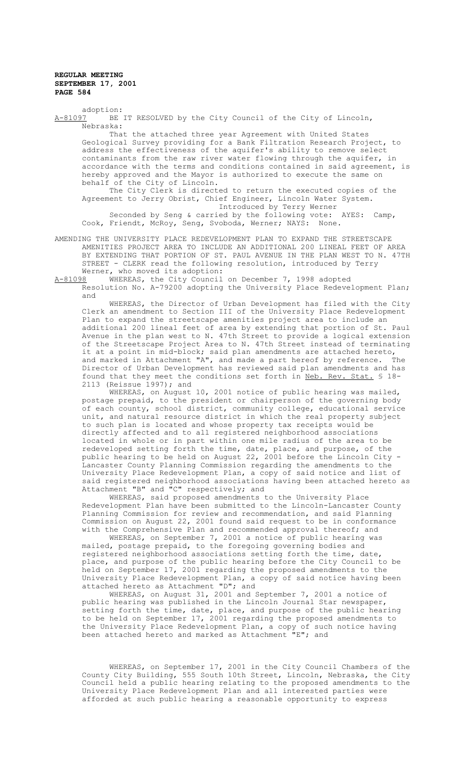adoption:

A-81097 BE IT RESOLVED by the City Council of the City of Lincoln, Nebraska:

That the attached three year Agreement with United States Geological Survey providing for a Bank Filtration Research Project, to address the effectiveness of the aquifer's ability to remove select contaminants from the raw river water flowing through the aquifer, in accordance with the terms and conditions contained in said agreement, is hereby approved and the Mayor is authorized to execute the same on behalf of the City of Lincoln.

The City Clerk is directed to return the executed copies of the Agreement to Jerry Obrist, Chief Engineer, Lincoln Water System.

Introduced by Terry Werner

Seconded by Seng & carried by the following vote: AYES: Camp, Cook, Friendt, McRoy, Seng, Svoboda, Werner; NAYS: None.

AMENDING THE UNIVERSITY PLACE REDEVELOPMENT PLAN TO EXPAND THE STREETSCAPE AMENITIES PROJECT AREA TO INCLUDE AN ADDITIONAL 200 LINEAL FEET OF AREA BY EXTENDING THAT PORTION OF ST. PAUL AVENUE IN THE PLAN WEST TO N. 47TH STREET - CLERK read the following resolution, introduced by Terry Werner, who moved its adoption:

A-81098 WHEREAS, the City Council on December 7, 1998 adopted Resolution No. A-79200 adopting the University Place Redevelopment Plan; and

WHEREAS, the Director of Urban Development has filed with the City Clerk an amendment to Section III of the University Place Redevelopment Plan to expand the streetscape amenities project area to include an additional 200 lineal feet of area by extending that portion of St. Paul Avenue in the plan west to N. 47th Street to provide a logical extension of the Streetscape Project Area to N. 47th Street instead of terminating it at a point in mid-block; said plan amendments are attached hereto, and marked in Attachment "A", and made a part hereof by reference. The Director of Urban Development has reviewed said plan amendments and has found that they meet the conditions set forth in Neb. Rev. Stat. § 18-2113 (Reissue 1997); and

WHEREAS, on August 10, 2001 notice of public hearing was mailed, postage prepaid, to the president or chairperson of the governing body of each county, school district, community college, educational service unit, and natural resource district in which the real property subject to such plan is located and whose property tax receipts would be directly affected and to all registered neighborhood associations located in whole or in part within one mile radius of the area to be redeveloped setting forth the time, date, place, and purpose, of the public hearing to be held on August 22, 2001 before the Lincoln City - Lancaster County Planning Commission regarding the amendments to the University Place Redevelopment Plan, a copy of said notice and list of said registered neighborhood associations having been attached hereto as Attachment "B" and "C" respectively; and

WHEREAS, said proposed amendments to the University Place Redevelopment Plan have been submitted to the Lincoln-Lancaster County Planning Commission for review and recommendation, and said Planning Commission on August 22, 2001 found said request to be in conformance with the Comprehensive Plan and recommended approval thereof; and

WHEREAS, on September 7, 2001 a notice of public hearing was mailed, postage prepaid, to the foregoing governing bodies and registered neighborhood associations setting forth the time, date, place, and purpose of the public hearing before the City Council to be held on September 17, 2001 regarding the proposed amendments to the University Place Redevelopment Plan, a copy of said notice having been attached hereto as Attachment "D"; and

WHEREAS, on August 31, 2001 and September 7, 2001 a notice of public hearing was published in the Lincoln Journal Star newspaper, setting forth the time, date, place, and purpose of the public hearing to be held on September 17, 2001 regarding the proposed amendments to the University Place Redevelopment Plan, a copy of such notice having been attached hereto and marked as Attachment "E"; and

WHEREAS, on September 17, 2001 in the City Council Chambers of the County City Building, 555 South 10th Street, Lincoln, Nebraska, the City Council held a public hearing relating to the proposed amendments to the University Place Redevelopment Plan and all interested parties were afforded at such public hearing a reasonable opportunity to express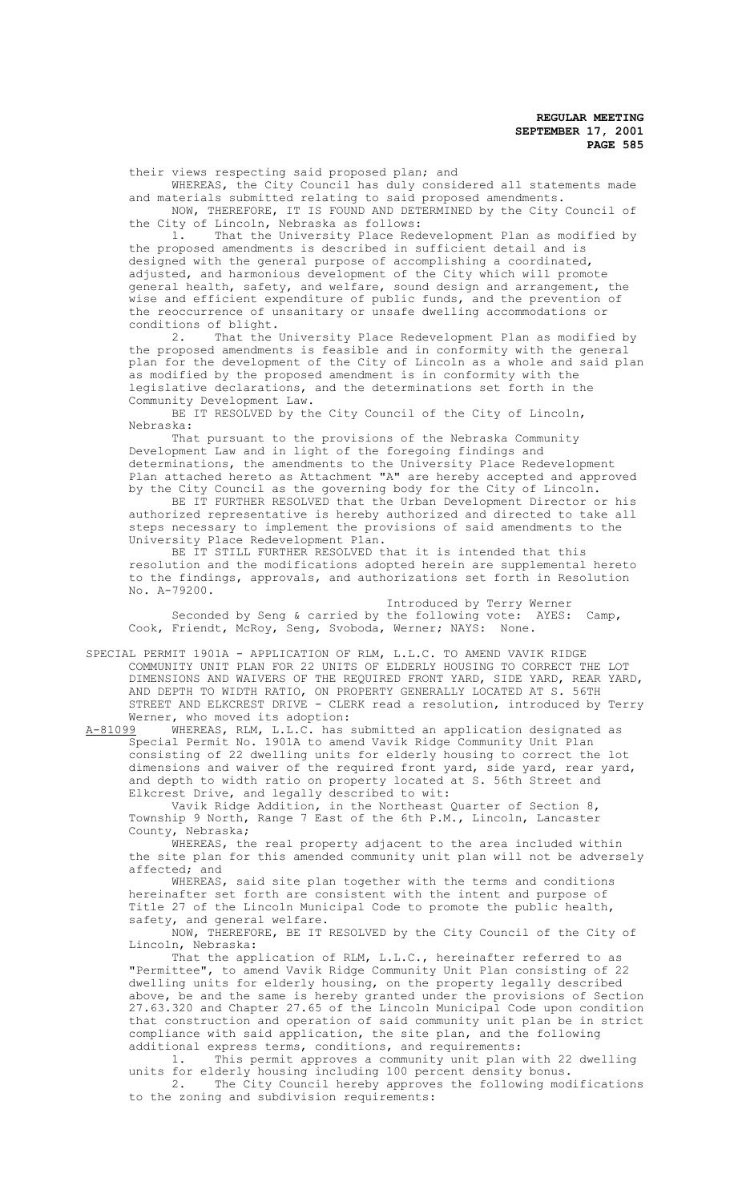their views respecting said proposed plan; and

WHEREAS, the City Council has duly considered all statements made and materials submitted relating to said proposed amendments.

NOW, THEREFORE, IT IS FOUND AND DETERMINED by the City Council of the City of Lincoln, Nebraska as follows:

1. That the University Place Redevelopment Plan as modified by the proposed amendments is described in sufficient detail and is designed with the general purpose of accomplishing a coordinated, adjusted, and harmonious development of the City which will promote general health, safety, and welfare, sound design and arrangement, the wise and efficient expenditure of public funds, and the prevention of the reoccurrence of unsanitary or unsafe dwelling accommodations or conditions of blight.

2. That the University Place Redevelopment Plan as modified by the proposed amendments is feasible and in conformity with the general plan for the development of the City of Lincoln as a whole and said plan as modified by the proposed amendment is in conformity with the legislative declarations, and the determinations set forth in the Community Development Law.

BE IT RESOLVED by the City Council of the City of Lincoln, Nebraska:

That pursuant to the provisions of the Nebraska Community Development Law and in light of the foregoing findings and determinations, the amendments to the University Place Redevelopment Plan attached hereto as Attachment "A" are hereby accepted and approved by the City Council as the governing body for the City of Lincoln.

BE IT FURTHER RESOLVED that the Urban Development Director or his authorized representative is hereby authorized and directed to take all steps necessary to implement the provisions of said amendments to the University Place Redevelopment Plan.

BE IT STILL FURTHER RESOLVED that it is intended that this resolution and the modifications adopted herein are supplemental hereto to the findings, approvals, and authorizations set forth in Resolution No. A-79200.

Introduced by Terry Werner

Seconded by Seng & carried by the following vote: AYES: Camp, Cook, Friendt, McRoy, Seng, Svoboda, Werner; NAYS: None.

SPECIAL PERMIT 1901A - APPLICATION OF RLM, L.L.C. TO AMEND VAVIK RIDGE COMMUNITY UNIT PLAN FOR 22 UNITS OF ELDERLY HOUSING TO CORRECT THE LOT DIMENSIONS AND WAIVERS OF THE REQUIRED FRONT YARD, SIDE YARD, REAR YARD, AND DEPTH TO WIDTH RATIO, ON PROPERTY GENERALLY LOCATED AT S. 56TH STREET AND ELKCREST DRIVE - CLERK read a resolution, introduced by Terry Werner, who moved its adoption:

A-81099 WHEREAS, RLM, L.L.C. has submitted an application designated as Special Permit No. 1901A to amend Vavik Ridge Community Unit Plan consisting of 22 dwelling units for elderly housing to correct the lot dimensions and waiver of the required front yard, side yard, rear yard, and depth to width ratio on property located at S. 56th Street and Elkcrest Drive, and legally described to wit:

Vavik Ridge Addition, in the Northeast Quarter of Section 8, Township 9 North, Range 7 East of the 6th P.M., Lincoln, Lancaster County, Nebraska;

WHEREAS, the real property adjacent to the area included within the site plan for this amended community unit plan will not be adversely affected; and

WHEREAS, said site plan together with the terms and conditions hereinafter set forth are consistent with the intent and purpose of Title 27 of the Lincoln Municipal Code to promote the public health, safety, and general welfare.

NOW, THEREFORE, BE IT RESOLVED by the City Council of the City of Lincoln, Nebraska:

That the application of RLM, L.L.C., hereinafter referred to as "Permittee", to amend Vavik Ridge Community Unit Plan consisting of 22 dwelling units for elderly housing, on the property legally described above, be and the same is hereby granted under the provisions of Section 27.63.320 and Chapter 27.65 of the Lincoln Municipal Code upon condition that construction and operation of said community unit plan be in strict compliance with said application, the site plan, and the following additional express terms, conditions, and requirements:

1. This permit approves a community unit plan with 22 dwelling units for elderly housing including 100 percent density bonus.

2. The City Council hereby approves the following modifications to the zoning and subdivision requirements: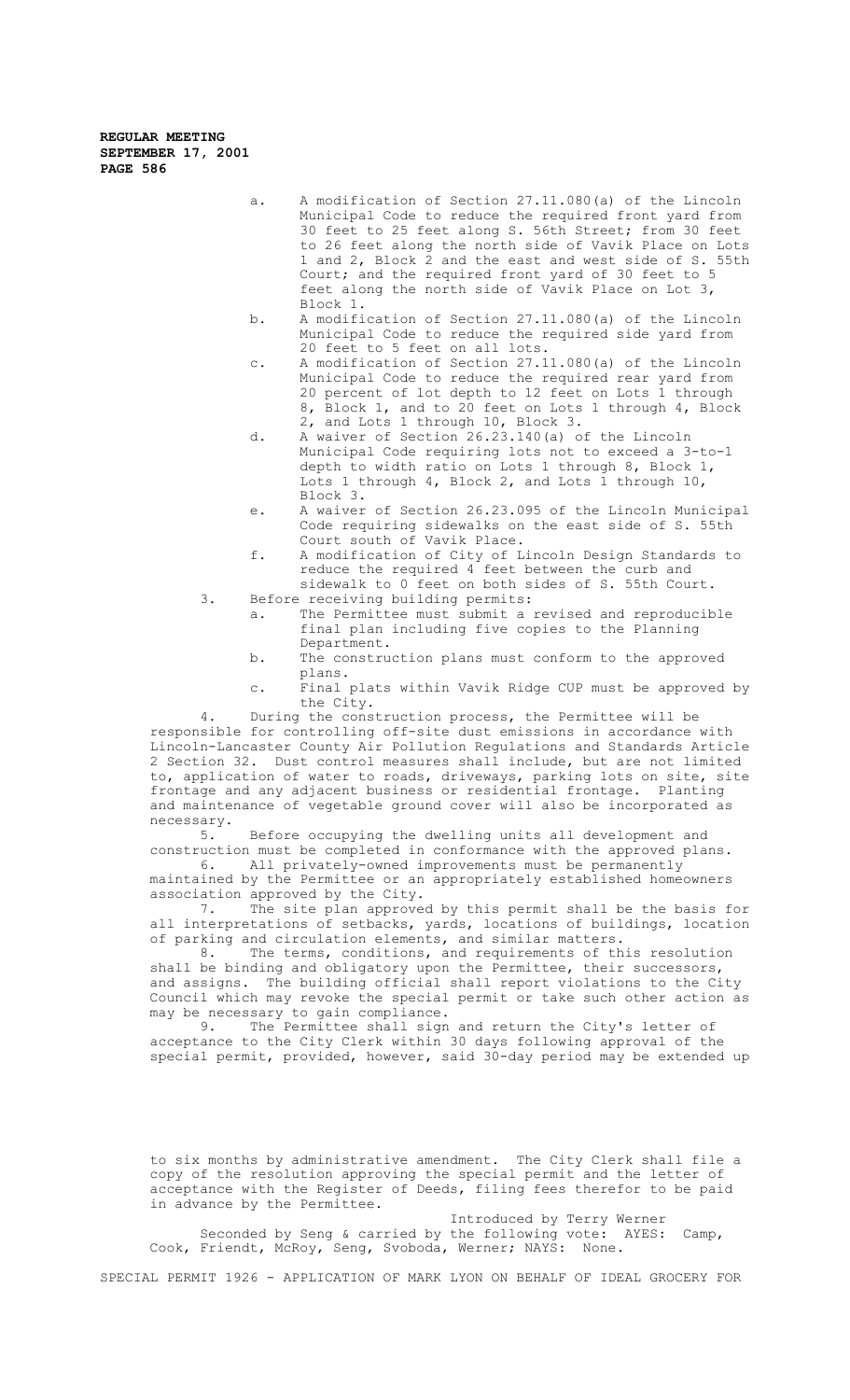a. A modification of Section 27.11.080(a) of the Lincoln Municipal Code to reduce the required front yard from 30 feet to 25 feet along S. 56th Street; from 30 feet to 26 feet along the north side of Vavik Place on Lots 1 and 2, Block 2 and the east and west side of S. 55th Court; and the required front yard of 30 feet to 5 feet along the north side of Vavik Place on Lot 3, Block 1.

b. A modification of Section 27.11.080(a) of the Lincoln Municipal Code to reduce the required side yard from 20 feet to 5 feet on all lots.

c. A modification of Section 27.11.080(a) of the Lincoln Municipal Code to reduce the required rear yard from 20 percent of lot depth to 12 feet on Lots 1 through 8, Block 1, and to 20 feet on Lots 1 through 4, Block 2, and Lots 1 through 10, Block 3.

d. A waiver of Section 26.23.140(a) of the Lincoln Municipal Code requiring lots not to exceed a 3-to-1 depth to width ratio on Lots 1 through 8, Block 1, Lots 1 through 4, Block 2, and Lots 1 through 10, Block 3.

e. A waiver of Section 26.23.095 of the Lincoln Municipal Code requiring sidewalks on the east side of S. 55th Court south of Vavik Place.

f. A modification of City of Lincoln Design Standards to reduce the required 4 feet between the curb and sidewalk to 0 feet on both sides of S. 55th Court.

3. Before receiving building permits:

a. The Permittee must submit a revised and reproducible final plan including five copies to the Planning Department.

b. The construction plans must conform to the approved plans.

c. Final plats within Vavik Ridge CUP must be approved by the City.

4. During the construction process, the Permittee will be responsible for controlling off-site dust emissions in accordance with Lincoln-Lancaster County Air Pollution Regulations and Standards Article 2 Section 32. Dust control measures shall include, but are not limited to, application of water to roads, driveways, parking lots on site, site frontage and any adjacent business or residential frontage. Planting and maintenance of vegetable ground cover will also be incorporated as necessary.

5. Before occupying the dwelling units all development and construction must be completed in conformance with the approved plans.

6. All privately-owned improvements must be permanently maintained by the Permittee or an appropriately established homeowners association approved by the City.

7. The site plan approved by this permit shall be the basis for all interpretations of setbacks, yards, locations of buildings, location of parking and circulation elements, and similar matters.

8. The terms, conditions, and requirements of this resolution shall be binding and obligatory upon the Permittee, their successors, and assigns. The building official shall report violations to the City Council which may revoke the special permit or take such other action as may be necessary to gain compliance.

9. The Permittee shall sign and return the City's letter of acceptance to the City Clerk within 30 days following approval of the special permit, provided, however, said 30-day period may be extended up to six months by administrative amendment. The City Clerk shall file a copy of the resolution approving the special permit and the letter of acceptance with the Register of Deeds, filing fees therefor to be paid in advance by the Permittee.

Introduced by Terry Werner

Seconded by Seng & carried by the following vote: AYES: Camp, Cook, Friendt, McRoy, Seng, Svoboda, Werner; NAYS: None.

SPECIAL PERMIT 1926 - APPLICATION OF MARK LYON ON BEHALF OF IDEAL GROCERY FOR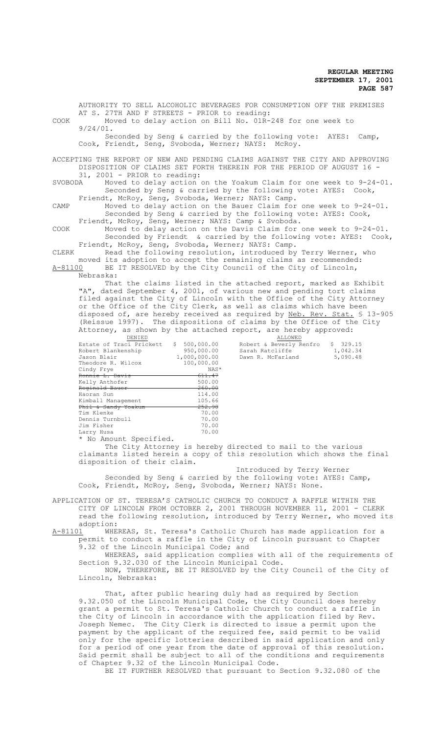AUTHORITY TO SELL ALCOHOLIC BEVERAGES FOR CONSUMPTION OFF THE PREMISES AT S. 27TH AND F STREETS - PRIOR to reading:

COOK Moved to delay action on Bill No. 01R-248 for one week to 9/24/01.

Seconded by Seng & carried by the following vote: AYES: Camp, Cook, Friendt, Seng, Svoboda, Werner; NAYS: McRoy.

ACCEPTING THE REPORT OF NEW AND PENDING CLAIMS AGAINST THE CITY AND APPROVING DISPOSITION OF CLAIMS SET FORTH THEREIN FOR THE PERIOD OF AUGUST 16 - 31, 2001 - PRIOR to reading:

SVOBODA Moved to delay action on the Yoakum Claim for one week to 9-24-01.

Seconded by Seng & carried by the following vote: AYES: Cook, Friendt, McRoy, Seng, Svoboda, Werner; NAYS: Camp.

CAMP Moved to delay action on the Bauer Claim for one week to 9-24-01.

Seconded by Seng & carried by the following vote: AYES: Cook, Friendt, McRoy, Seng, Werner; NAYS: Camp & Svoboda.

COOK Moved to delay action on the Davis Claim for one week to 9-24-01.

Seconded by Friendt & carried by the following vote: AYES: Cook, Friendt, McRoy, Seng, Svoboda, Werner; NAYS: Camp.

CLERK Read the following resolution, introduced by Terry Werner, who moved its adoption to accept the remaining claims as recommended:

A-81100 BE IT RESOLVED by the City Council of the City of Lincoln, Nebraska:

That the claims listed in the attached report, marked as Exhibit "A", dated September 4, 2001, of various new and pending tort claims filed against the City of Lincoln with the Office of the City Attorney or the Office of the City Clerk, as well as claims which have been disposed of, are hereby received as required by Neb. Rev. Stat. § 13-905 (Reissue 1997). The dispositions of claims by the Office of the City Attorney, as shown by the attached report, are hereby approved:

| DENIED | | ALLOWED | |
|---|---|---|---|
| Estate of Traci Prickett | $ 500,000.00 | Robert & Beverly Renfro | $ 329.15 |
| Robert Blankenship | 950,000.00 | Sarah Ratcliffe | 1,042.34 |
| Jason Blair | 1,000,000.00 | Dawn R. McFarland | 5,090.48 |
| Theodore R. Wilcox | 100,000.00 | | |
| Cindy Frye | NAS* | | |
| ~~Ronnie L. Davis~~ | ~~611.47~~ | | |
| Kelly Anthofer | 500.00 | | |
| ~~Reginald Bauer~~ | ~~260.00~~ | | |
| Haoran Sun | 114.00 | | |
| Kimball Management | 105.66 | | |
| ~~Phil & Sandy Yoakum~~ | ~~252.90~~ | | |
| Tim Klenke | 70.00 | | |
| Dennis Turnbull | 70.00 | | |
| Jim Fisher | 70.00 | | |
| Larry Husa | 70.00 | | |

* No Amount Specified.

The City Attorney is hereby directed to mail to the various claimants listed herein a copy of this resolution which shows the final disposition of their claim.

Introduced by Terry Werner

Seconded by Seng & carried by the following vote: AYES: Camp, Cook, Friendt, McRoy, Seng, Svoboda, Werner; NAYS: None.

APPLICATION OF ST. TERESA'S CATHOLIC CHURCH TO CONDUCT A RAFFLE WITHIN THE CITY OF LINCOLN FROM OCTOBER 2, 2001 THROUGH NOVEMBER 11, 2001 - CLERK read the following resolution, introduced by Terry Werner, who moved its adoption:

A-81101 WHEREAS, St. Teresa's Catholic Church has made application for a permit to conduct a raffle in the City of Lincoln pursuant to Chapter 9.32 of the Lincoln Municipal Code; and

WHEREAS, said application complies with all of the requirements of Section 9.32.030 of the Lincoln Municipal Code.

NOW, THEREFORE, BE IT RESOLVED by the City Council of the City of Lincoln, Nebraska:

That, after public hearing duly had as required by Section 9.32.050 of the Lincoln Municipal Code, the City Council does hereby grant a permit to St. Teresa's Catholic Church to conduct a raffle in the City of Lincoln in accordance with the application filed by Rev. Joseph Nemec. The City Clerk is directed to issue a permit upon the payment by the applicant of the required fee, said permit to be valid only for the specific lotteries described in said application and only for a period of one year from the date of approval of this resolution. Said permit shall be subject to all of the conditions and requirements of Chapter 9.32 of the Lincoln Municipal Code.

BE IT FURTHER RESOLVED that pursuant to Section 9.32.080 of the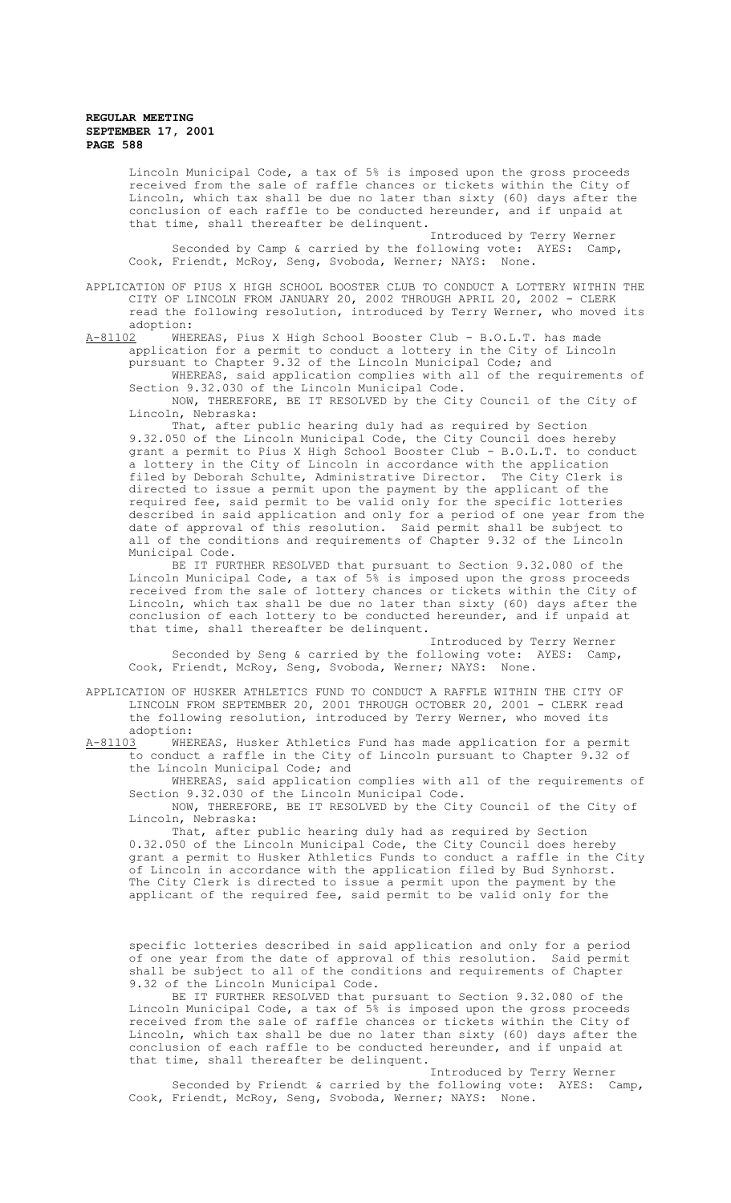Lincoln Municipal Code, a tax of 5% is imposed upon the gross proceeds received from the sale of raffle chances or tickets within the City of Lincoln, which tax shall be due no later than sixty (60) days after the conclusion of each raffle to be conducted hereunder, and if unpaid at that time, shall thereafter be delinquent.

Introduced by Terry Werner

Seconded by Camp & carried by the following vote: AYES: Camp, Cook, Friendt, McRoy, Seng, Svoboda, Werner; NAYS: None.

APPLICATION OF PIUS X HIGH SCHOOL BOOSTER CLUB TO CONDUCT A LOTTERY WITHIN THE CITY OF LINCOLN FROM JANUARY 20, 2002 THROUGH APRIL 20, 2002 - CLERK read the following resolution, introduced by Terry Werner, who moved its adoption:

A-81102 WHEREAS, Pius X High School Booster Club - B.O.L.T. has made application for a permit to conduct a lottery in the City of Lincoln pursuant to Chapter 9.32 of the Lincoln Municipal Code; and

WHEREAS, said application complies with all of the requirements of Section 9.32.030 of the Lincoln Municipal Code.

NOW, THEREFORE, BE IT RESOLVED by the City Council of the City of Lincoln, Nebraska:

That, after public hearing duly had as required by Section 9.32.050 of the Lincoln Municipal Code, the City Council does hereby grant a permit to Pius X High School Booster Club - B.O.L.T. to conduct a lottery in the City of Lincoln in accordance with the application filed by Deborah Schulte, Administrative Director. The City Clerk is directed to issue a permit upon the payment by the applicant of the required fee, said permit to be valid only for the specific lotteries described in said application and only for a period of one year from the date of approval of this resolution. Said permit shall be subject to all of the conditions and requirements of Chapter 9.32 of the Lincoln Municipal Code.

BE IT FURTHER RESOLVED that pursuant to Section 9.32.080 of the Lincoln Municipal Code, a tax of 5% is imposed upon the gross proceeds received from the sale of lottery chances or tickets within the City of Lincoln, which tax shall be due no later than sixty (60) days after the conclusion of each lottery to be conducted hereunder, and if unpaid at that time, shall thereafter be delinquent.

Introduced by Terry Werner

Seconded by Seng & carried by the following vote: AYES: Camp, Cook, Friendt, McRoy, Seng, Svoboda, Werner; NAYS: None.

APPLICATION OF HUSKER ATHLETICS FUND TO CONDUCT A RAFFLE WITHIN THE CITY OF LINCOLN FROM SEPTEMBER 20, 2001 THROUGH OCTOBER 20, 2001 - CLERK read the following resolution, introduced by Terry Werner, who moved its adoption:

A-81103 WHEREAS, Husker Athletics Fund has made application for a permit to conduct a raffle in the City of Lincoln pursuant to Chapter 9.32 of the Lincoln Municipal Code; and

WHEREAS, said application complies with all of the requirements of Section 9.32.030 of the Lincoln Municipal Code.

NOW, THEREFORE, BE IT RESOLVED by the City Council of the City of Lincoln, Nebraska:

That, after public hearing duly had as required by Section 0.32.050 of the Lincoln Municipal Code, the City Council does hereby grant a permit to Husker Athletics Funds to conduct a raffle in the City of Lincoln in accordance with the application filed by Bud Synhorst. The City Clerk is directed to issue a permit upon the payment by the applicant of the required fee, said permit to be valid only for the specific lotteries described in said application and only for a period of one year from the date of approval of this resolution. Said permit shall be subject to all of the conditions and requirements of Chapter 9.32 of the Lincoln Municipal Code.

BE IT FURTHER RESOLVED that pursuant to Section 9.32.080 of the Lincoln Municipal Code, a tax of 5% is imposed upon the gross proceeds received from the sale of raffle chances or tickets within the City of Lincoln, which tax shall be due no later than sixty (60) days after the conclusion of each raffle to be conducted hereunder, and if unpaid at that time, shall thereafter be delinquent.

Introduced by Terry Werner

Seconded by Friendt & carried by the following vote: AYES: Camp, Cook, Friendt, McRoy, Seng, Svoboda, Werner; NAYS: None.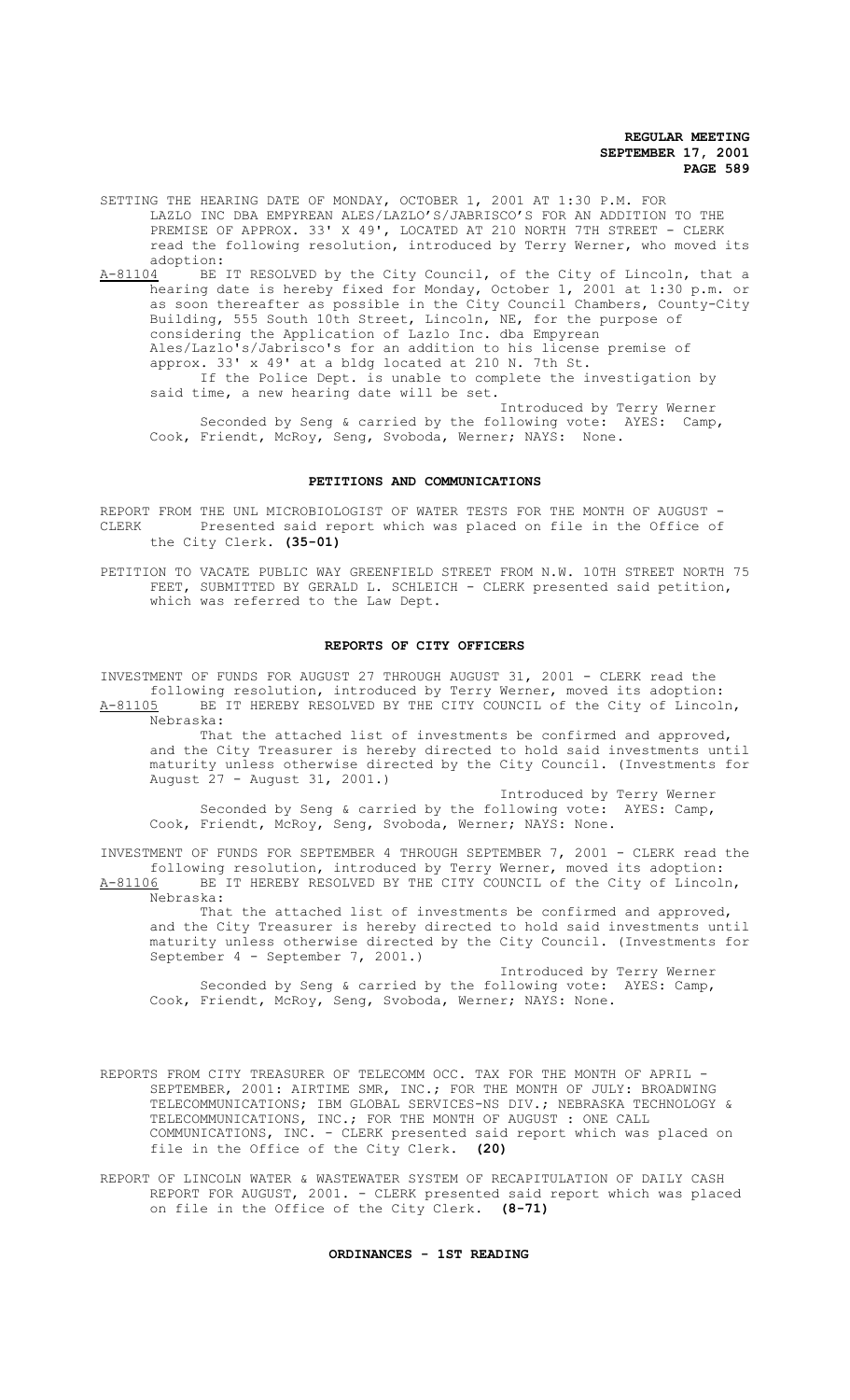SETTING THE HEARING DATE OF MONDAY, OCTOBER 1, 2001 AT 1:30 P.M. FOR LAZLO INC DBA EMPYREAN ALES/LAZLO'S/JABRISCO'S FOR AN ADDITION TO THE PREMISE OF APPROX. 33' X 49', LOCATED AT 210 NORTH 7TH STREET - CLERK read the following resolution, introduced by Terry Werner, who moved its adoption:

A-81104 BE IT RESOLVED by the City Council, of the City of Lincoln, that a hearing date is hereby fixed for Monday, October 1, 2001 at 1:30 p.m. or as soon thereafter as possible in the City Council Chambers, County-City Building, 555 South 10th Street, Lincoln, NE, for the purpose of considering the Application of Lazlo Inc. dba Empyrean Ales/Lazlo's/Jabrisco's for an addition to his license premise of approx. 33' x 49' at a bldg located at 210 N. 7th St.

If the Police Dept. is unable to complete the investigation by said time, a new hearing date will be set.

Introduced by Terry Werner

Seconded by Seng & carried by the following vote: AYES: Camp, Cook, Friendt, McRoy, Seng, Svoboda, Werner; NAYS: None.

## PETITIONS AND COMMUNICATIONS

REPORT FROM THE UNL MICROBIOLOGIST OF WATER TESTS FOR THE MONTH OF AUGUST - CLERK Presented said report which was placed on file in the Office of the City Clerk. **(35-01)**

PETITION TO VACATE PUBLIC WAY GREENFIELD STREET FROM N.W. 10TH STREET NORTH 75 FEET, SUBMITTED BY GERALD L. SCHLEICH - CLERK presented said petition, which was referred to the Law Dept.

## REPORTS OF CITY OFFICERS

INVESTMENT OF FUNDS FOR AUGUST 27 THROUGH AUGUST 31, 2001 - CLERK read the following resolution, introduced by Terry Werner, moved its adoption:

A-81105 BE IT HEREBY RESOLVED BY THE CITY COUNCIL of the City of Lincoln, Nebraska:

That the attached list of investments be confirmed and approved, and the City Treasurer is hereby directed to hold said investments until maturity unless otherwise directed by the City Council. (Investments for August 27 - August 31, 2001.)

Introduced by Terry Werner

Seconded by Seng & carried by the following vote: AYES: Camp, Cook, Friendt, McRoy, Seng, Svoboda, Werner; NAYS: None.

INVESTMENT OF FUNDS FOR SEPTEMBER 4 THROUGH SEPTEMBER 7, 2001 - CLERK read the following resolution, introduced by Terry Werner, moved its adoption:

A-81106 BE IT HEREBY RESOLVED BY THE CITY COUNCIL of the City of Lincoln, Nebraska:

That the attached list of investments be confirmed and approved, and the City Treasurer is hereby directed to hold said investments until maturity unless otherwise directed by the City Council. (Investments for September 4 - September 7, 2001.)

Introduced by Terry Werner

Seconded by Seng & carried by the following vote: AYES: Camp, Cook, Friendt, McRoy, Seng, Svoboda, Werner; NAYS: None.

REPORTS FROM CITY TREASURER OF TELECOMM OCC. TAX FOR THE MONTH OF APRIL - SEPTEMBER, 2001: AIRTIME SMR, INC.; FOR THE MONTH OF JULY: BROADWING TELECOMMUNICATIONS; IBM GLOBAL SERVICES-NS DIV.; NEBRASKA TECHNOLOGY & TELECOMMUNICATIONS, INC.; FOR THE MONTH OF AUGUST : ONE CALL COMMUNICATIONS, INC. - CLERK presented said report which was placed on file in the Office of the City Clerk. **(20)**

REPORT OF LINCOLN WATER & WASTEWATER SYSTEM OF RECAPITULATION OF DAILY CASH REPORT FOR AUGUST, 2001. - CLERK presented said report which was placed on file in the Office of the City Clerk. **(8-71)**

## ORDINANCES - 1ST READING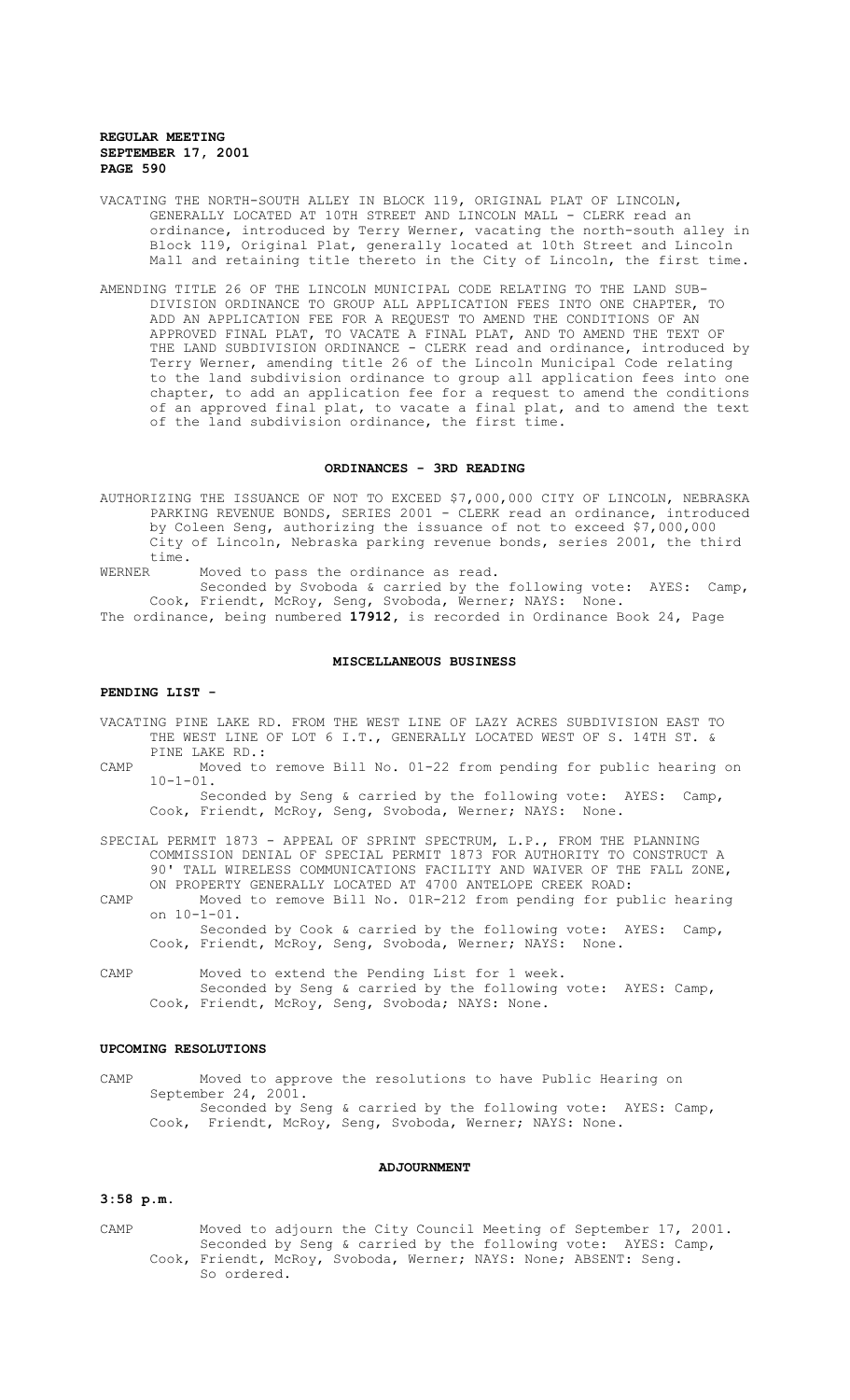VACATING THE NORTH-SOUTH ALLEY IN BLOCK 119, ORIGINAL PLAT OF LINCOLN, GENERALLY LOCATED AT 10TH STREET AND LINCOLN MALL - CLERK read an ordinance, introduced by Terry Werner, vacating the north-south alley in Block 119, Original Plat, generally located at 10th Street and Lincoln Mall and retaining title thereto in the City of Lincoln, the first time.

AMENDING TITLE 26 OF THE LINCOLN MUNICIPAL CODE RELATING TO THE LAND SUB-DIVISION ORDINANCE TO GROUP ALL APPLICATION FEES INTO ONE CHAPTER, TO ADD AN APPLICATION FEE FOR A REQUEST TO AMEND THE CONDITIONS OF AN APPROVED FINAL PLAT, TO VACATE A FINAL PLAT, AND TO AMEND THE TEXT OF THE LAND SUBDIVISION ORDINANCE - CLERK read and ordinance, introduced by Terry Werner, amending title 26 of the Lincoln Municipal Code relating to the land subdivision ordinance to group all application fees into one chapter, to add an application fee for a request to amend the conditions of an approved final plat, to vacate a final plat, and to amend the text of the land subdivision ordinance, the first time.

## ORDINANCES - 3RD READING

AUTHORIZING THE ISSUANCE OF NOT TO EXCEED $7,000,000 CITY OF LINCOLN, NEBRASKA PARKING REVENUE BONDS, SERIES 2001 - CLERK read an ordinance, introduced by Coleen Seng, authorizing the issuance of not to exceed $7,000,000 City of Lincoln, Nebraska parking revenue bonds, series 2001, the third time.

WERNER Moved to pass the ordinance as read.
Seconded by Svoboda & carried by the following vote: AYES: Camp, Cook, Friendt, McRoy, Seng, Svoboda, Werner; NAYS: None.

The ordinance, being numbered **17912**, is recorded in Ordinance Book 24, Page

## MISCELLANEOUS BUSINESS

**PENDING LIST -**

VACATING PINE LAKE RD. FROM THE WEST LINE OF LAZY ACRES SUBDIVISION EAST TO THE WEST LINE OF LOT 6 I.T., GENERALLY LOCATED WEST OF S. 14TH ST. & PINE LAKE RD.:

CAMP Moved to remove Bill No. 01-22 from pending for public hearing on 10-1-01.
Seconded by Seng & carried by the following vote: AYES: Camp, Cook, Friendt, McRoy, Seng, Svoboda, Werner; NAYS: None.

SPECIAL PERMIT 1873 - APPEAL OF SPRINT SPECTRUM, L.P., FROM THE PLANNING COMMISSION DENIAL OF SPECIAL PERMIT 1873 FOR AUTHORITY TO CONSTRUCT A 90' TALL WIRELESS COMMUNICATIONS FACILITY AND WAIVER OF THE FALL ZONE, ON PROPERTY GENERALLY LOCATED AT 4700 ANTELOPE CREEK ROAD:

CAMP Moved to remove Bill No. 01R-212 from pending for public hearing on 10-1-01.
Seconded by Cook & carried by the following vote: AYES: Camp, Cook, Friendt, McRoy, Seng, Svoboda, Werner; NAYS: None.

CAMP Moved to extend the Pending List for 1 week.
Seconded by Seng & carried by the following vote: AYES: Camp, Cook, Friendt, McRoy, Seng, Svoboda; NAYS: None.

**UPCOMING RESOLUTIONS**

CAMP Moved to approve the resolutions to have Public Hearing on September 24, 2001.
Seconded by Seng & carried by the following vote: AYES: Camp, Cook, Friendt, McRoy, Seng, Svoboda, Werner; NAYS: None.

## ADJOURNMENT

**3:58 p.m.**

CAMP Moved to adjourn the City Council Meeting of September 17, 2001.
Seconded by Seng & carried by the following vote: AYES: Camp, Cook, Friendt, McRoy, Svoboda, Werner; NAYS: None; ABSENT: Seng.
So ordered.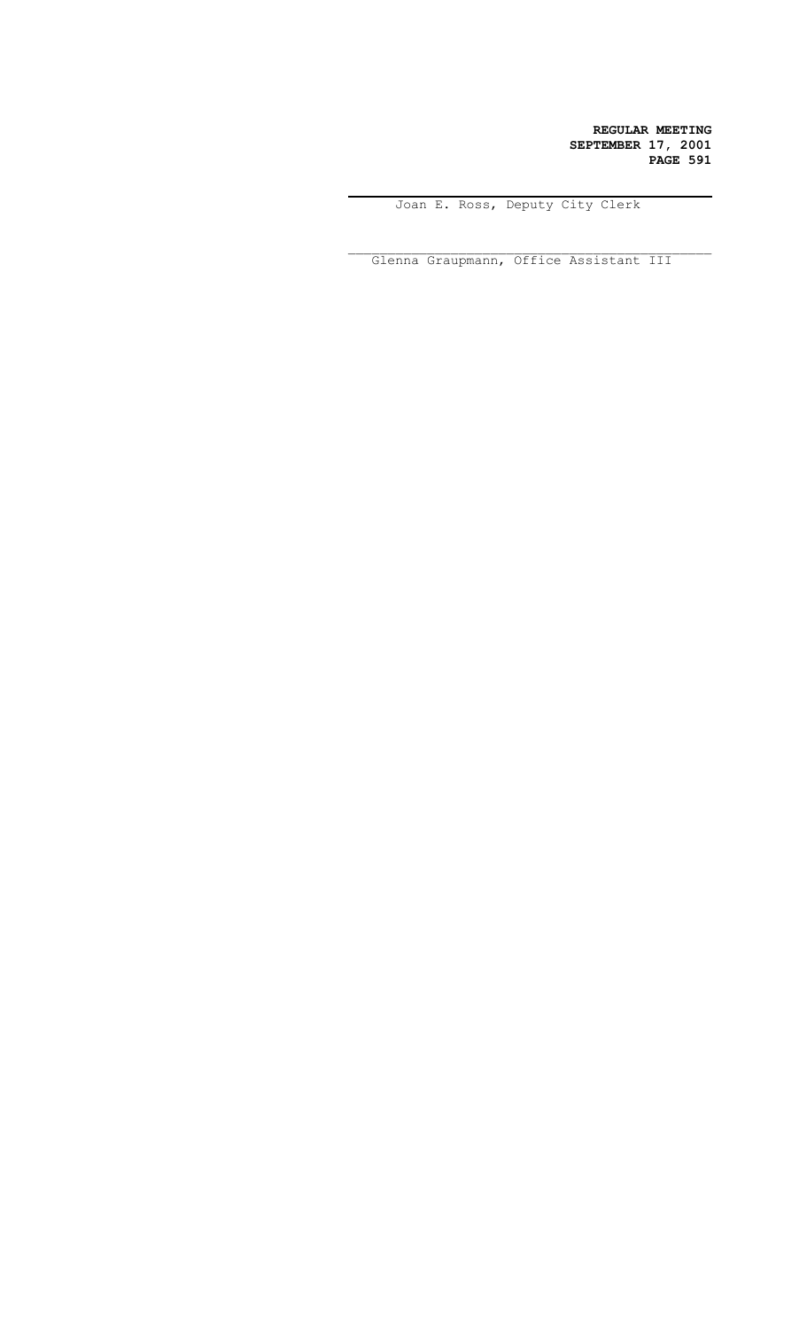\_\_\_\_\_\_\_\_\_\_\_\_\_\_\_\_\_\_\_\_\_\_\_\_\_\_\_\_\_\_\_\_\_\_\_\_\_\_\_\_\_\_\_\_

Joan E. Ross, Deputy City Clerk

\_\_\_\_\_\_\_\_\_\_\_\_\_\_\_\_\_\_\_\_\_\_\_\_\_\_\_\_\_\_\_\_\_\_\_\_\_\_\_\_\_\_\_\_

Glenna Graupmann, Office Assistant III